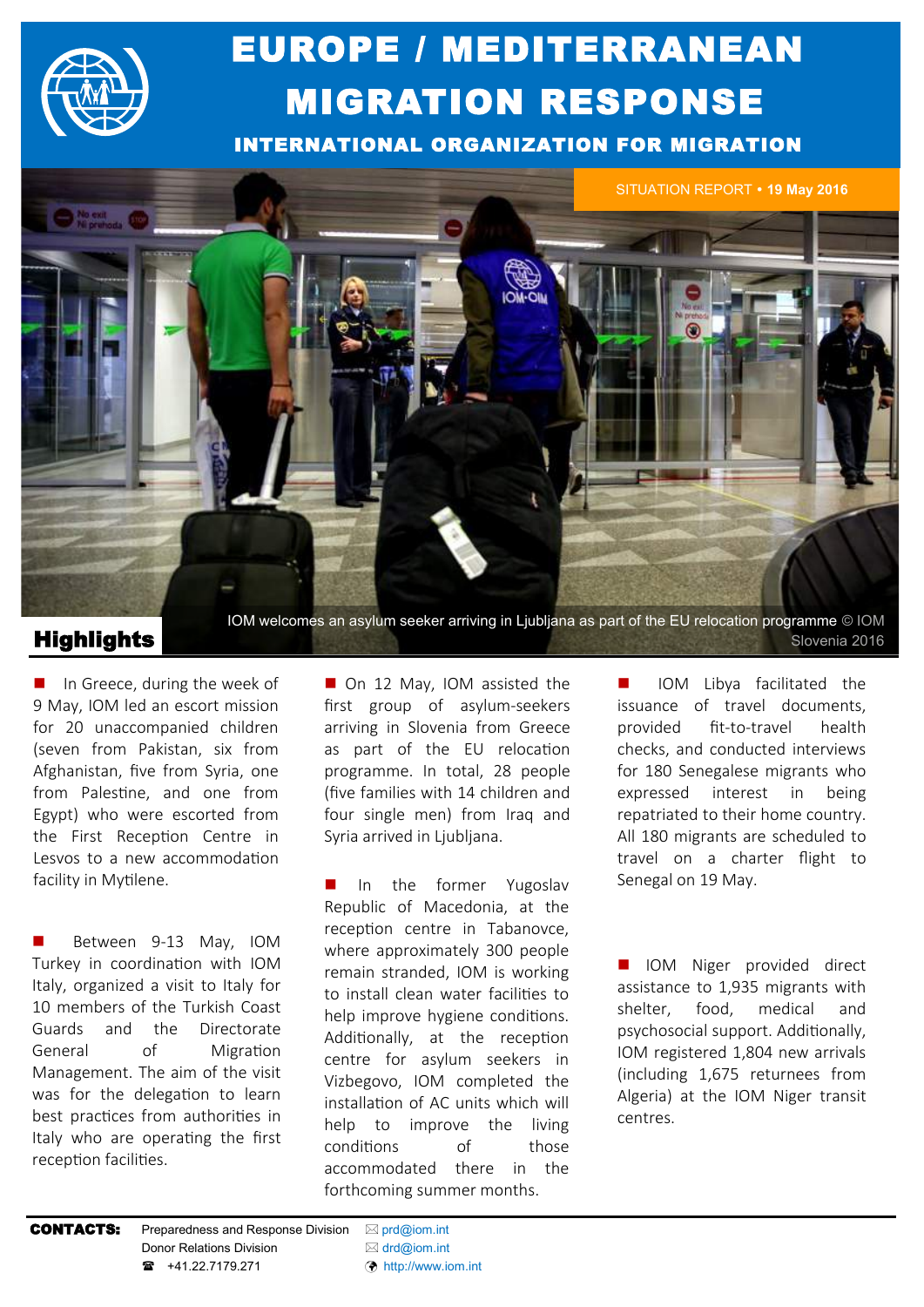# EUROPE / MEDITERRANEAN MIGRATION RESPONSE

### INTERNATIONAL ORGANIZATION FOR MIGRATION

SITUATION REPORT • **19 May 2016**

IOM welcomes an asylum seeker arriving in Ljubljana as part of the EU relocation programme © IOM Slovenia 2016

## Highlights

- In Greece, during the week of 9 May, IOM led an escort mission for 20 unaccompanied children (seven from Pakistan, six from Afghanistan, five from Syria, one from Palestine, and one from Egypt) who were escorted from the First Reception Centre in Lesvos to a new accommodation facility in Mytilene.

- Between 9-13 May, IOM Turkey in coordination with IOM Italy, organized a visit to Italy for 10 members of the Turkish Coast Guards and the Directorate General of Migration Management. The aim of the visit was for the delegation to learn best practices from authorities in Italy who are operating the first reception facilities.

- On 12 May, IOM assisted the first group of asylum-seekers arriving in Slovenia from Greece as part of the EU relocation programme. In total, 28 people (five families with 14 children and four single men) from Iraq and Syria arrived in Ljubljana.

- In the former Yugoslav Republic of Macedonia, at the reception centre in Tabanovce, where approximately 300 people remain stranded, IOM is working to install clean water facilities to help improve hygiene conditions. Additionally, at the reception centre for asylum seekers in Vizbegovo, IOM completed the installation of AC units which will help to improve the living conditions of those accommodated there in the forthcoming summer months.

- IOM Libya facilitated the issuance of travel documents, provided fit-to-travel health checks, and conducted interviews for 180 Senegalese migrants who expressed interest in being repatriated to their home country. All 180 migrants are scheduled to travel on a charter flight to Senegal on 19 May.

- IOM Niger provided direct assistance to 1,935 migrants with shelter, food, medical and psychosocial support. Additionally, IOM registered 1,804 new arrivals (including 1,675 returnees from Algeria) at the IOM Niger transit centres.

**CONTACTS:**

Preparedness and Response Division — prd@iom.int

Donor Relations Division — drd@iom.int

☎ +41.22.7179.271 — http://www.iom.int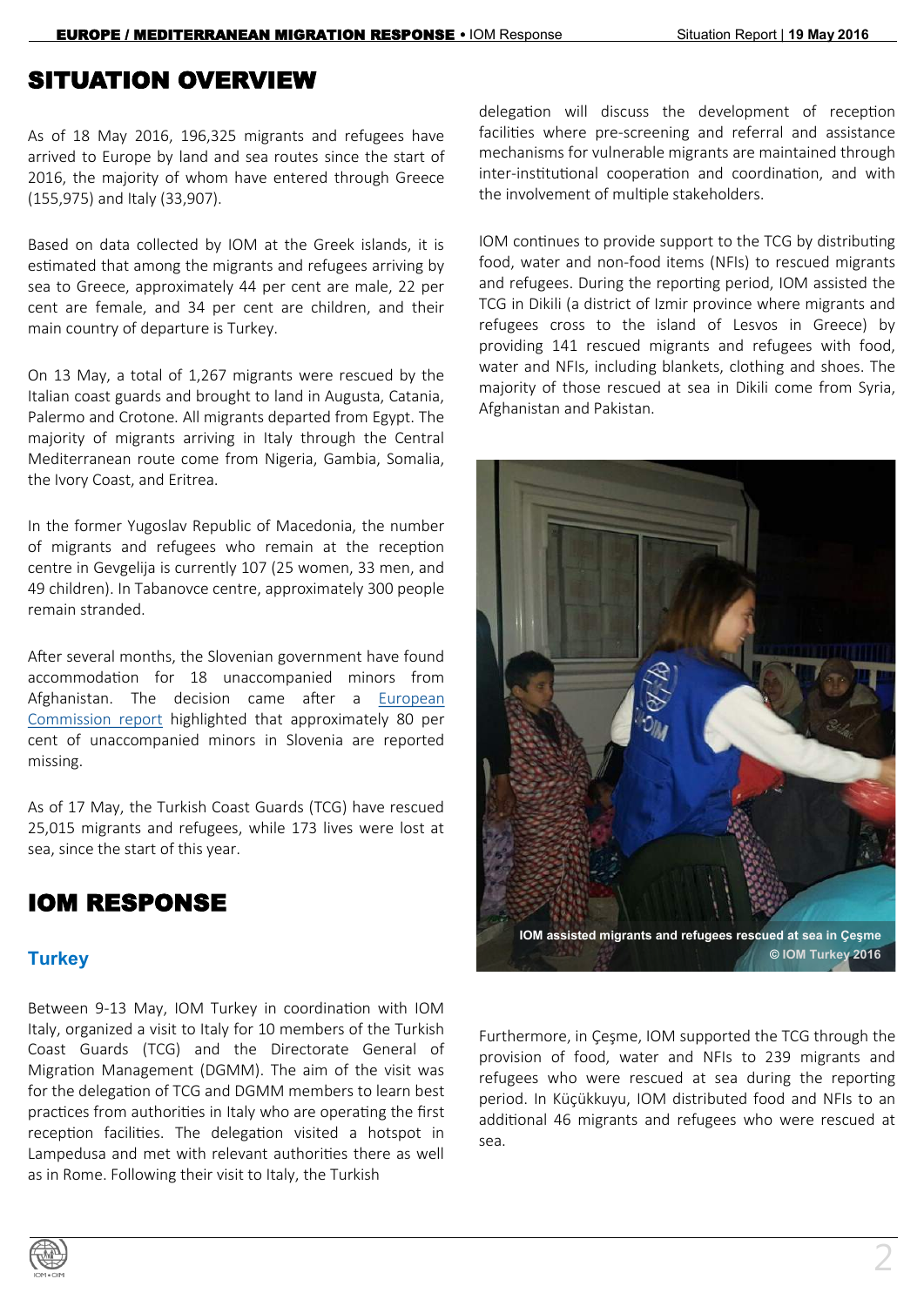## SITUATION OVERVIEW

As of 18 May 2016, 196,325 migrants and refugees have arrived to Europe by land and sea routes since the start of 2016, the majority of whom have entered through Greece (155,975) and Italy (33,907).

Based on data collected by IOM at the Greek islands, it is estimated that among the migrants and refugees arriving by sea to Greece, approximately 44 per cent are male, 22 per cent are female, and 34 per cent are children, and their main country of departure is Turkey.

On 13 May, a total of 1,267 migrants were rescued by the Italian coast guards and brought to land in Augusta, Catania, Palermo and Crotone. All migrants departed from Egypt. The majority of migrants arriving in Italy through the Central Mediterranean route come from Nigeria, Gambia, Somalia, the Ivory Coast, and Eritrea.

In the former Yugoslav Republic of Macedonia, the number of migrants and refugees who remain at the reception centre in Gevgelija is currently 107 (25 women, 33 men, and 49 children). In Tabanovce centre, approximately 300 people remain stranded.

After several months, the Slovenian government have found accommodation for 18 unaccompanied minors from Afghanistan. The decision came after a European Commission report highlighted that approximately 80 per cent of unaccompanied minors in Slovenia are reported missing.

As of 17 May, the Turkish Coast Guards (TCG) have rescued 25,015 migrants and refugees, while 173 lives were lost at sea, since the start of this year.

## IOM RESPONSE

### Turkey

Between 9-13 May, IOM Turkey in coordination with IOM Italy, organized a visit to Italy for 10 members of the Turkish Coast Guards (TCG) and the Directorate General of Migration Management (DGMM). The aim of the visit was for the delegation of TCG and DGMM members to learn best practices from authorities in Italy who are operating the first reception facilities. The delegation visited a hotspot in Lampedusa and met with relevant authorities there as well as in Rome. Following their visit to Italy, the Turkish delegation will discuss the development of reception facilities where pre-screening and referral and assistance mechanisms for vulnerable migrants are maintained through inter-institutional cooperation and coordination, and with the involvement of multiple stakeholders.

IOM continues to provide support to the TCG by distributing food, water and non-food items (NFIs) to rescued migrants and refugees. During the reporting period, IOM assisted the TCG in Dikili (a district of Izmir province where migrants and refugees cross to the island of Lesvos in Greece) by providing 141 rescued migrants and refugees with food, water and NFIs, including blankets, clothing and shoes. The majority of those rescued at sea in Dikili come from Syria, Afghanistan and Pakistan.

IOM assisted migrants and refugees rescued at sea in Çeşme
© IOM Turkey 2016

Furthermore, in Çeşme, IOM supported the TCG through the provision of food, water and NFIs to 239 migrants and refugees who were rescued at sea during the reporting period. In Küçükkuyu, IOM distributed food and NFIs to an additional 46 migrants and refugees who were rescued at sea.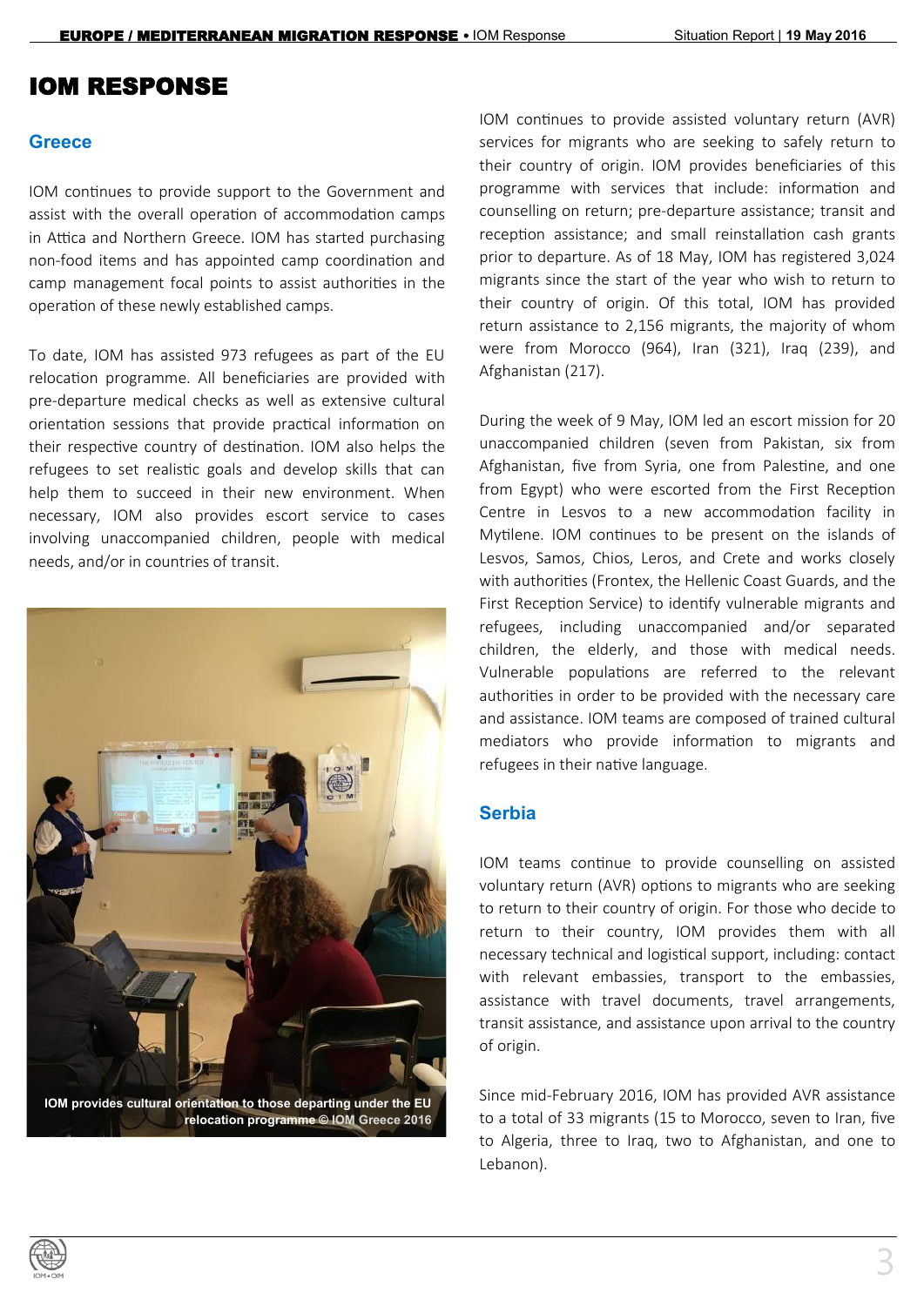# IOM RESPONSE

## Greece

IOM continues to provide support to the Government and assist with the overall operation of accommodation camps in Attica and Northern Greece. IOM has started purchasing non-food items and has appointed camp coordination and camp management focal points to assist authorities in the operation of these newly established camps.

To date, IOM has assisted 973 refugees as part of the EU relocation programme. All beneficiaries are provided with pre-departure medical checks as well as extensive cultural orientation sessions that provide practical information on their respective country of destination. IOM also helps the refugees to set realistic goals and develop skills that can help them to succeed in their new environment. When necessary, IOM also provides escort service to cases involving unaccompanied children, people with medical needs, and/or in countries of transit.

IOM provides cultural orientation to those departing under the EU relocation programme © IOM Greece 2016

IOM continues to provide assisted voluntary return (AVR) services for migrants who are seeking to safely return to their country of origin. IOM provides beneficiaries of this programme with services that include: information and counselling on return; pre-departure assistance; transit and reception assistance; and small reinstallation cash grants prior to departure. As of 18 May, IOM has registered 3,024 migrants since the start of the year who wish to return to their country of origin. Of this total, IOM has provided return assistance to 2,156 migrants, the majority of whom were from Morocco (964), Iran (321), Iraq (239), and Afghanistan (217).

During the week of 9 May, IOM led an escort mission for 20 unaccompanied children (seven from Pakistan, six from Afghanistan, five from Syria, one from Palestine, and one from Egypt) who were escorted from the First Reception Centre in Lesvos to a new accommodation facility in Mytilene. IOM continues to be present on the islands of Lesvos, Samos, Chios, Leros, and Crete and works closely with authorities (Frontex, the Hellenic Coast Guards, and the First Reception Service) to identify vulnerable migrants and refugees, including unaccompanied and/or separated children, the elderly, and those with medical needs. Vulnerable populations are referred to the relevant authorities in order to be provided with the necessary care and assistance. IOM teams are composed of trained cultural mediators who provide information to migrants and refugees in their native language.

## Serbia

IOM teams continue to provide counselling on assisted voluntary return (AVR) options to migrants who are seeking to return to their country of origin. For those who decide to return to their country, IOM provides them with all necessary technical and logistical support, including: contact with relevant embassies, transport to the embassies, assistance with travel documents, travel arrangements, transit assistance, and assistance upon arrival to the country of origin.

Since mid-February 2016, IOM has provided AVR assistance to a total of 33 migrants (15 to Morocco, seven to Iran, five to Algeria, three to Iraq, two to Afghanistan, and one to Lebanon).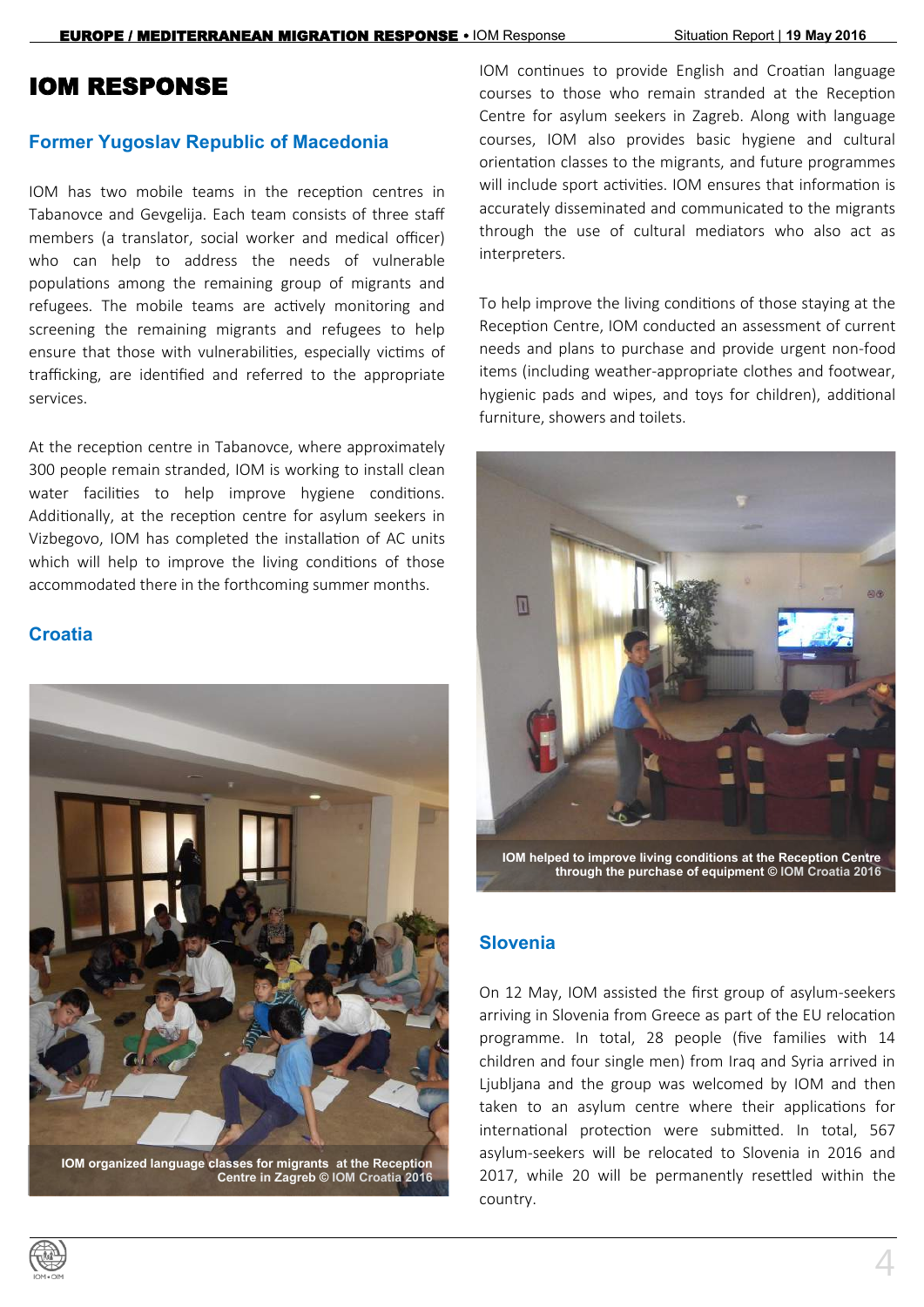# IOM RESPONSE

## Former Yugoslav Republic of Macedonia

IOM has two mobile teams in the reception centres in Tabanovce and Gevgelija. Each team consists of three staff members (a translator, social worker and medical officer) who can help to address the needs of vulnerable populations among the remaining group of migrants and refugees. The mobile teams are actively monitoring and screening the remaining migrants and refugees to help ensure that those with vulnerabilities, especially victims of trafficking, are identified and referred to the appropriate services.

At the reception centre in Tabanovce, where approximately 300 people remain stranded, IOM is working to install clean water facilities to help improve hygiene conditions. Additionally, at the reception centre for asylum seekers in Vizbegovo, IOM has completed the installation of AC units which will help to improve the living conditions of those accommodated there in the forthcoming summer months.

## Croatia

IOM organized language classes for migrants at the Reception Centre in Zagreb © IOM Croatia 2016

IOM continues to provide English and Croatian language courses to those who remain stranded at the Reception Centre for asylum seekers in Zagreb. Along with language courses, IOM also provides basic hygiene and cultural orientation classes to the migrants, and future programmes will include sport activities. IOM ensures that information is accurately disseminated and communicated to the migrants through the use of cultural mediators who also act as interpreters.

To help improve the living conditions of those staying at the Reception Centre, IOM conducted an assessment of current needs and plans to purchase and provide urgent non-food items (including weather-appropriate clothes and footwear, hygienic pads and wipes, and toys for children), additional furniture, showers and toilets.

IOM helped to improve living conditions at the Reception Centre through the purchase of equipment © IOM Croatia 2016

## Slovenia

On 12 May, IOM assisted the first group of asylum-seekers arriving in Slovenia from Greece as part of the EU relocation programme. In total, 28 people (five families with 14 children and four single men) from Iraq and Syria arrived in Ljubljana and the group was welcomed by IOM and then taken to an asylum centre where their applications for international protection were submitted. In total, 567 asylum-seekers will be relocated to Slovenia in 2016 and 2017, while 20 will be permanently resettled within the country.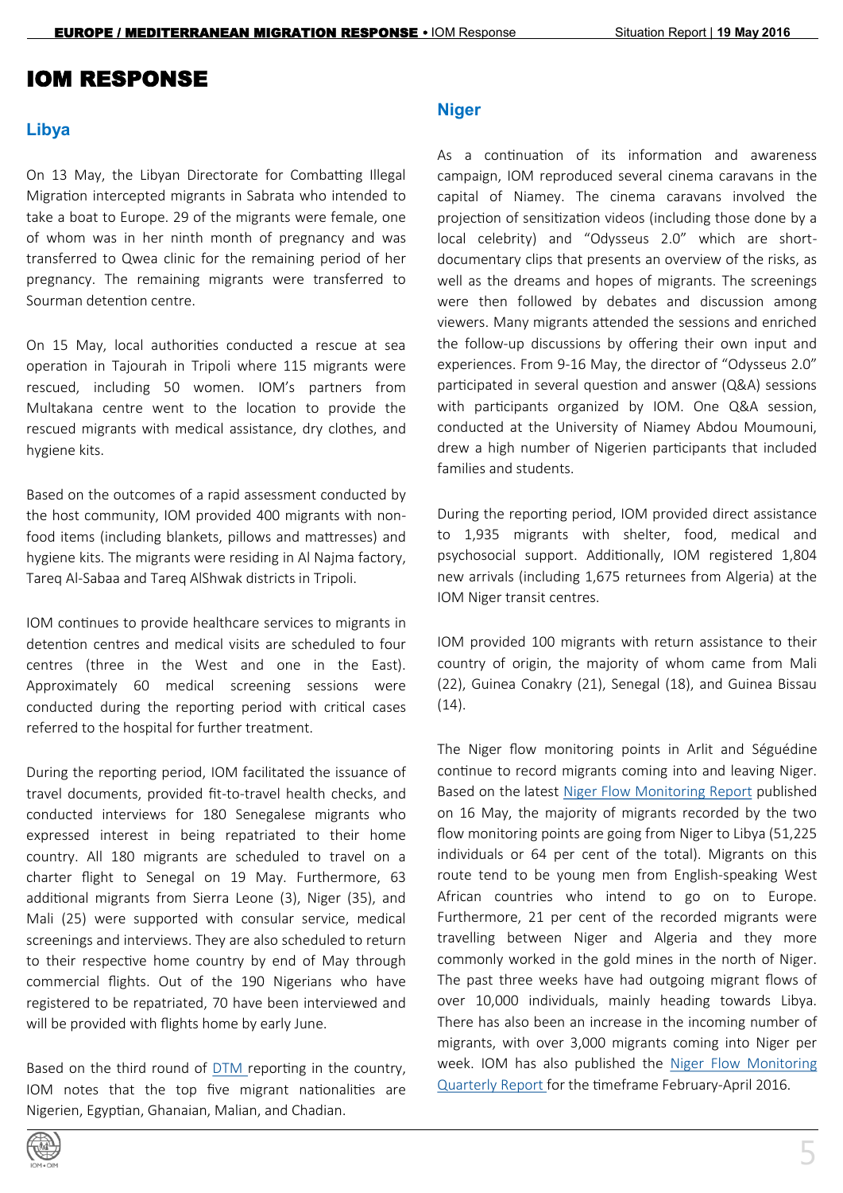# IOM RESPONSE

## Libya

On 13 May, the Libyan Directorate for Combatting Illegal Migration intercepted migrants in Sabrata who intended to take a boat to Europe. 29 of the migrants were female, one of whom was in her ninth month of pregnancy and was transferred to Qwea clinic for the remaining period of her pregnancy. The remaining migrants were transferred to Sourman detention centre.

On 15 May, local authorities conducted a rescue at sea operation in Tajourah in Tripoli where 115 migrants were rescued, including 50 women. IOM's partners from Multakana centre went to the location to provide the rescued migrants with medical assistance, dry clothes, and hygiene kits.

Based on the outcomes of a rapid assessment conducted by the host community, IOM provided 400 migrants with non-food items (including blankets, pillows and mattresses) and hygiene kits. The migrants were residing in Al Najma factory, Tareq Al-Sabaa and Tareq AlShwak districts in Tripoli.

IOM continues to provide healthcare services to migrants in detention centres and medical visits are scheduled to four centres (three in the West and one in the East). Approximately 60 medical screening sessions were conducted during the reporting period with critical cases referred to the hospital for further treatment.

During the reporting period, IOM facilitated the issuance of travel documents, provided fit-to-travel health checks, and conducted interviews for 180 Senegalese migrants who expressed interest in being repatriated to their home country. All 180 migrants are scheduled to travel on a charter flight to Senegal on 19 May. Furthermore, 63 additional migrants from Sierra Leone (3), Niger (35), and Mali (25) were supported with consular service, medical screenings and interviews. They are also scheduled to return to their respective home country by end of May through commercial flights. Out of the 190 Nigerians who have registered to be repatriated, 70 have been interviewed and will be provided with flights home by early June.

Based on the third round of DTM reporting in the country, IOM notes that the top five migrant nationalities are Nigerien, Egyptian, Ghanaian, Malian, and Chadian.

## Niger

As a continuation of its information and awareness campaign, IOM reproduced several cinema caravans in the capital of Niamey. The cinema caravans involved the projection of sensitization videos (including those done by a local celebrity) and "Odysseus 2.0" which are short-documentary clips that presents an overview of the risks, as well as the dreams and hopes of migrants. The screenings were then followed by debates and discussion among viewers. Many migrants attended the sessions and enriched the follow-up discussions by offering their own input and experiences. From 9-16 May, the director of "Odysseus 2.0" participated in several question and answer (Q&A) sessions with participants organized by IOM. One Q&A session, conducted at the University of Niamey Abdou Moumouni, drew a high number of Nigerien participants that included families and students.

During the reporting period, IOM provided direct assistance to 1,935 migrants with shelter, food, medical and psychosocial support. Additionally, IOM registered 1,804 new arrivals (including 1,675 returnees from Algeria) at the IOM Niger transit centres.

IOM provided 100 migrants with return assistance to their country of origin, the majority of whom came from Mali (22), Guinea Conakry (21), Senegal (18), and Guinea Bissau (14).

The Niger flow monitoring points in Arlit and Séguédine continue to record migrants coming into and leaving Niger. Based on the latest Niger Flow Monitoring Report published on 16 May, the majority of migrants recorded by the two flow monitoring points are going from Niger to Libya (51,225 individuals or 64 per cent of the total). Migrants on this route tend to be young men from English-speaking West African countries who intend to go on to Europe. Furthermore, 21 per cent of the recorded migrants were travelling between Niger and Algeria and they more commonly worked in the gold mines in the north of Niger. The past three weeks have had outgoing migrant flows of over 10,000 individuals, mainly heading towards Libya. There has also been an increase in the incoming number of migrants, with over 3,000 migrants coming into Niger per week. IOM has also published the Niger Flow Monitoring Quarterly Report for the timeframe February-April 2016.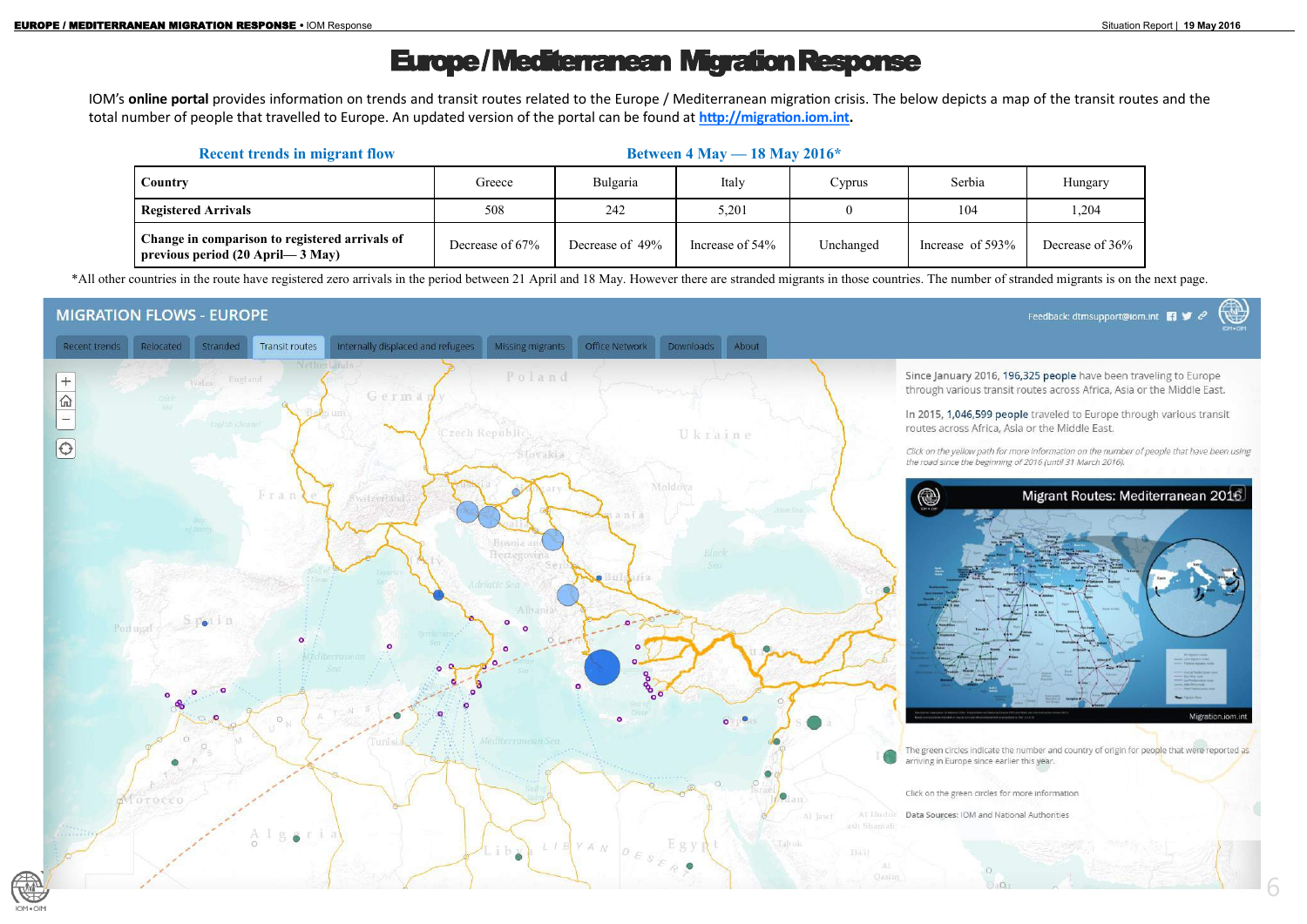# Europe/Mediterranean Migration Response

IOM's **online portal** provides information on trends and transit routes related to the Europe / Mediterranean migration crisis. The below depicts a map of the transit routes and the total number of people that travelled to Europe. An updated version of the portal can be found at **http://migration.iom.int**.

**Recent trends in migrant flow** — **Between 4 May — 18 May 2016***

| Country | Greece | Bulgaria | Italy | Cyprus | Serbia | Hungary |
|---|---|---|---|---|---|---|
| **Registered Arrivals** | 508 | 242 | 5,201 | 0 | 104 | 1,204 |
| **Change in comparison to registered arrivals of previous period (20 April— 3 May)** | Decrease of 67% | Decrease of 49% | Increase of 54% | Unchanged | Increase of 593% | Decrease of 36% |

*All other countries in the route have registered zero arrivals in the period between 21 April and 18 May. However there are stranded migrants in those countries. The number of stranded migrants is on the next page.

MIGRATION FLOWS - EUROPE

Since January 2016, 196,325 people have been traveling to Europe through various transit routes across Africa, Asia or the Middle East.

In 2015, 1,046,599 people traveled to Europe through various transit routes across Africa, Asia or the Middle East.

*Click on the yellow path for more information on the number of people that have been using the road since the beginning of 2016 (until 31 March 2016).*

The green circles indicate the number and country of origin for people that were reported as arriving in Europe since earlier this year.

Click on the green circles for more information

Data Sources: IOM and National Authorities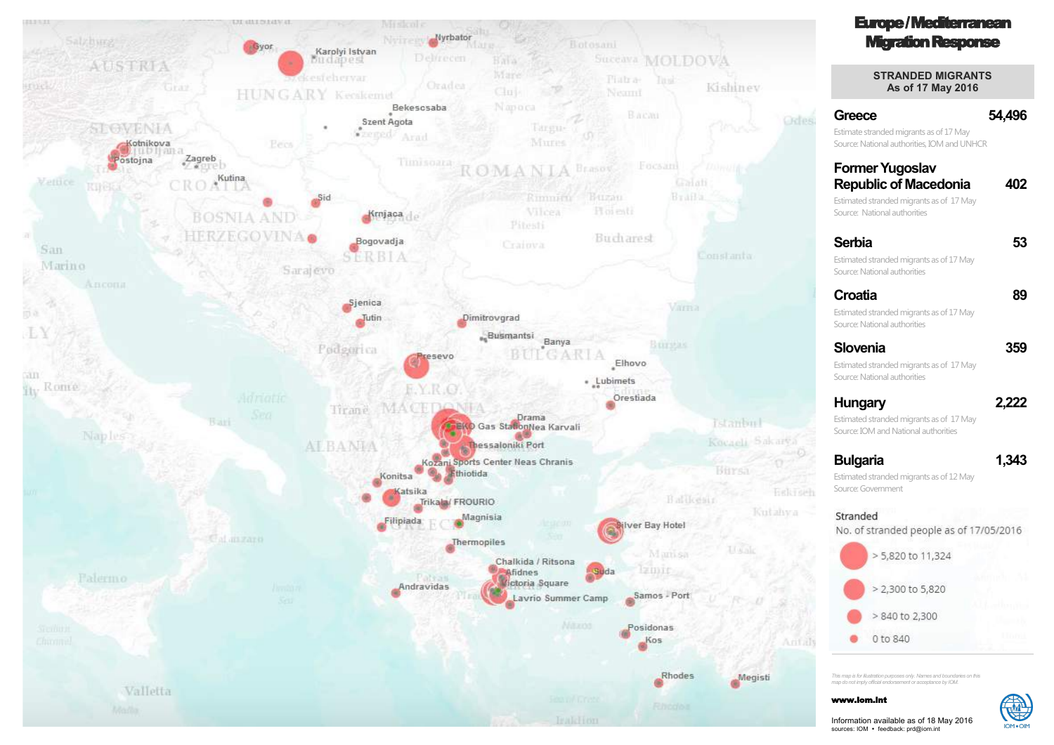# Europe / Mediterranean Migration Response

## STRANDED MIGRANTS
As of 17 May 2016

**Greece** 54,496
Estimate stranded migrants as of 17 May
Source: National authorities, IOM and UNHCR

**Former Yugoslav Republic of Macedonia** 402
Estimated stranded migrants as of 17 May
Source: National authorities

**Serbia** 53
Estimated stranded migrants as of 17 May
Source: National authorities

**Croatia** 89
Estimated stranded migrants as of 17 May
Source: National authorities

**Slovenia** 359
Estimated stranded migrants as of 17 May
Source: National authorities

**Hungary** 2,222
Estimated stranded migrants as of 17 May
Source: IOM and National authorities

**Bulgaria** 1,343
Estimated stranded migrants as of 12 May
Source: Government

Stranded
No. of stranded people as of 17/05/2016

> 5,820 to 11,324
> 2,300 to 5,820
> 840 to 2,300
0 to 840

Gyor
Karolyi Istvan
Nyrbator
Bekescsaba
Szent Agota
Kotnikova
Postojna
Zagreb
Kutina
Sid
Krnjaca
Bogovadja
Sjenica
Tutin
Dimitrovgrad
Busmantsi
Banya
Presevo
Elhovo
Lubimets
Orestiada
EKO Gas Station
Drama
Nea Karvali
Thessaloniki Port
Kozani
Sports Center Neas Chranis
Ethiotida
Konitsa
Katsika
Trikala / FROURIO
Filipiada
Magnisia
Thermopiles
Silver Bay Hotel
Chalkida / Ritsona
Afidnes
Victoria Square
Souda
Andravidas
Lavrio Summer Camp
Samos - Port
Posidonas
Kos
Rhodes
Megisti

*This map is for illustration purposes only. Names and boundaries on this map do not imply official endorsement or acceptance by IOM.*

**www.iom.int**

Information available as of 18 May 2016
sources: IOM • feedback: prd@iom.int